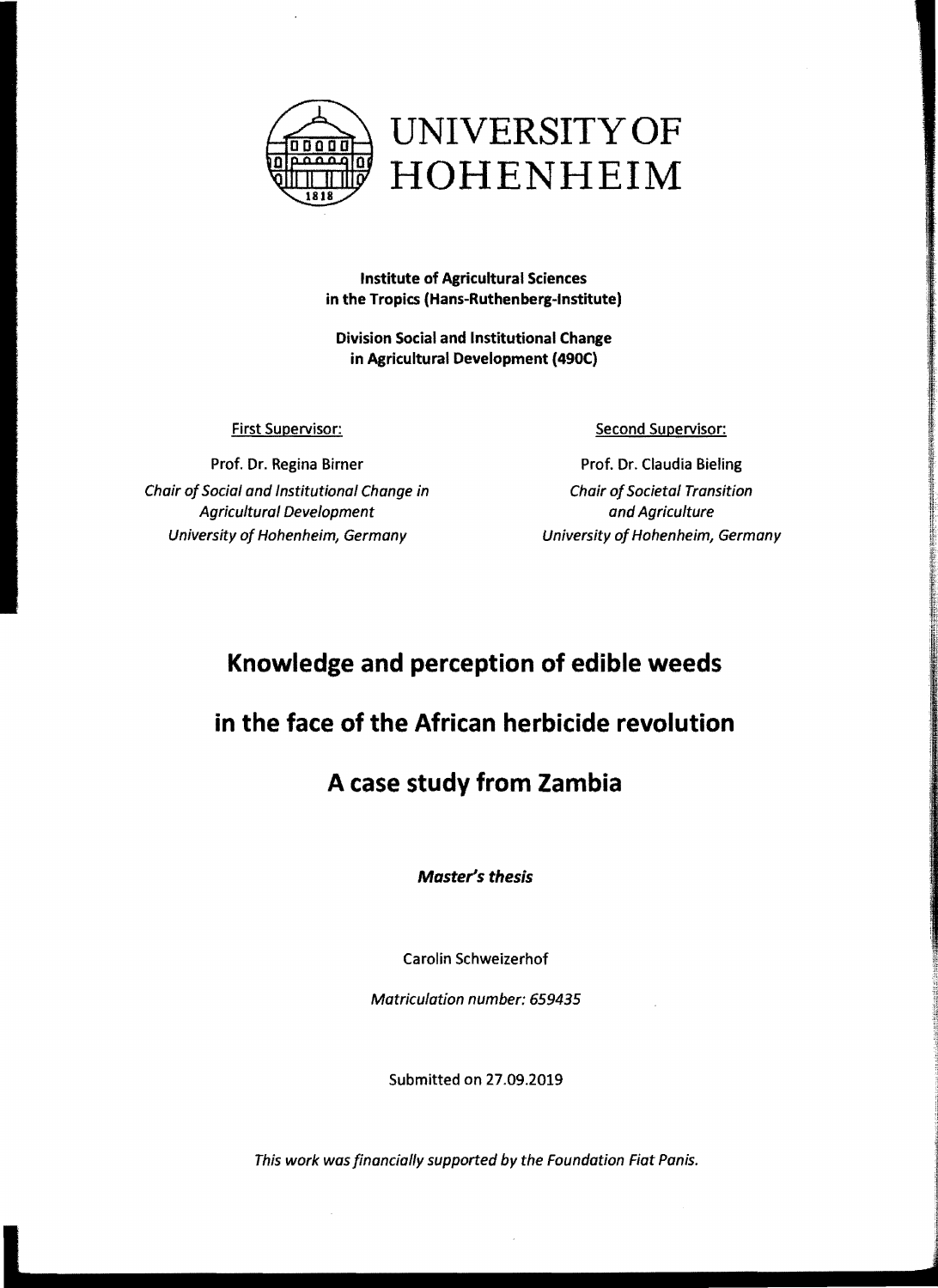UNIVERSITY OF HOHENHEIM

**Institute of Agricultural Sciences in the Tropics (Hans-Ruthenberg-Institute)**

**Division Social and Institutional Change in Agricultural Development (490C)**

First Supervisor:

Prof. Dr. Regina Birner

*Chair of Social and Institutional Change in Agricultural Development*

*University of Hohenheim, Germany*

Second Supervisor:

Prof. Dr. Claudia Bieling

*Chair of Societal Transition and Agriculture*

*University of Hohenheim, Germany*

# Knowledge and perception of edible weeds in the face of the African herbicide revolution

## A case study from Zambia

***Master's thesis***

Carolin Schweizerhof

*Matriculation number: 659435*

Submitted on 27.09.2019

*This work was financially supported by the Foundation Fiat Panis.*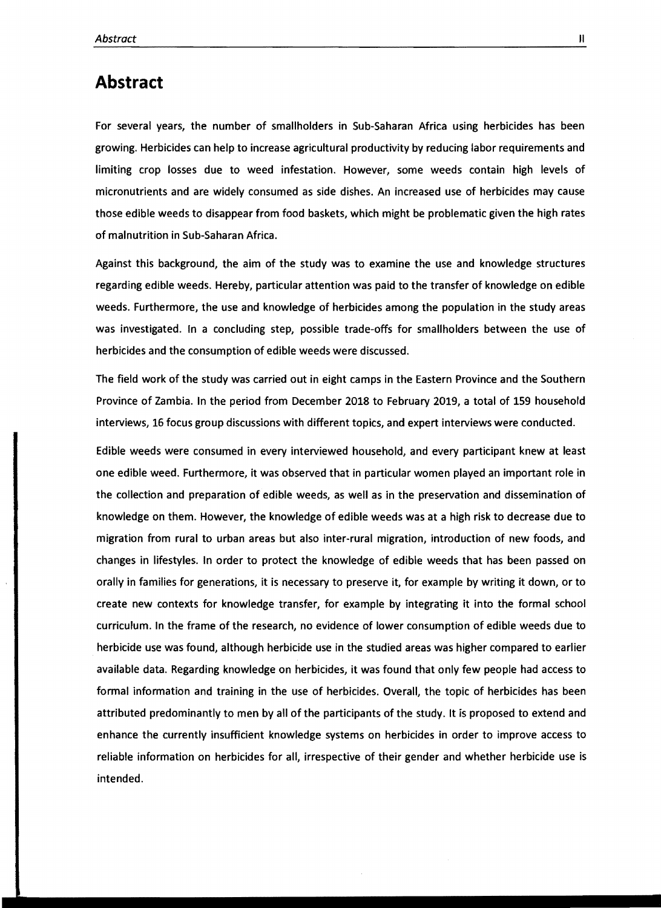# Abstract

For several years, the number of smallholders in Sub-Saharan Africa using herbicides has been growing. Herbicides can help to increase agricultural productivity by reducing labor requirements and limiting crop losses due to weed infestation. However, some weeds contain high levels of micronutrients and are widely consumed as side dishes. An increased use of herbicides may cause those edible weeds to disappear from food baskets, which might be problematic given the high rates of malnutrition in Sub-Saharan Africa.

Against this background, the aim of the study was to examine the use and knowledge structures regarding edible weeds. Hereby, particular attention was paid to the transfer of knowledge on edible weeds. Furthermore, the use and knowledge of herbicides among the population in the study areas was investigated. In a concluding step, possible trade-offs for smallholders between the use of herbicides and the consumption of edible weeds were discussed.

The field work of the study was carried out in eight camps in the Eastern Province and the Southern Province of Zambia. In the period from December 2018 to February 2019, a total of 159 household interviews, 16 focus group discussions with different topics, and expert interviews were conducted.

Edible weeds were consumed in every interviewed household, and every participant knew at least one edible weed. Furthermore, it was observed that in particular women played an important role in the collection and preparation of edible weeds, as well as in the preservation and dissemination of knowledge on them. However, the knowledge of edible weeds was at a high risk to decrease due to migration from rural to urban areas but also inter-rural migration, introduction of new foods, and changes in lifestyles. In order to protect the knowledge of edible weeds that has been passed on orally in families for generations, it is necessary to preserve it, for example by writing it down, or to create new contexts for knowledge transfer, for example by integrating it into the formal school curriculum. In the frame of the research, no evidence of lower consumption of edible weeds due to herbicide use was found, although herbicide use in the studied areas was higher compared to earlier available data. Regarding knowledge on herbicides, it was found that only few people had access to formal information and training in the use of herbicides. Overall, the topic of herbicides has been attributed predominantly to men by all of the participants of the study. It is proposed to extend and enhance the currently insufficient knowledge systems on herbicides in order to improve access to reliable information on herbicides for all, irrespective of their gender and whether herbicide use is intended.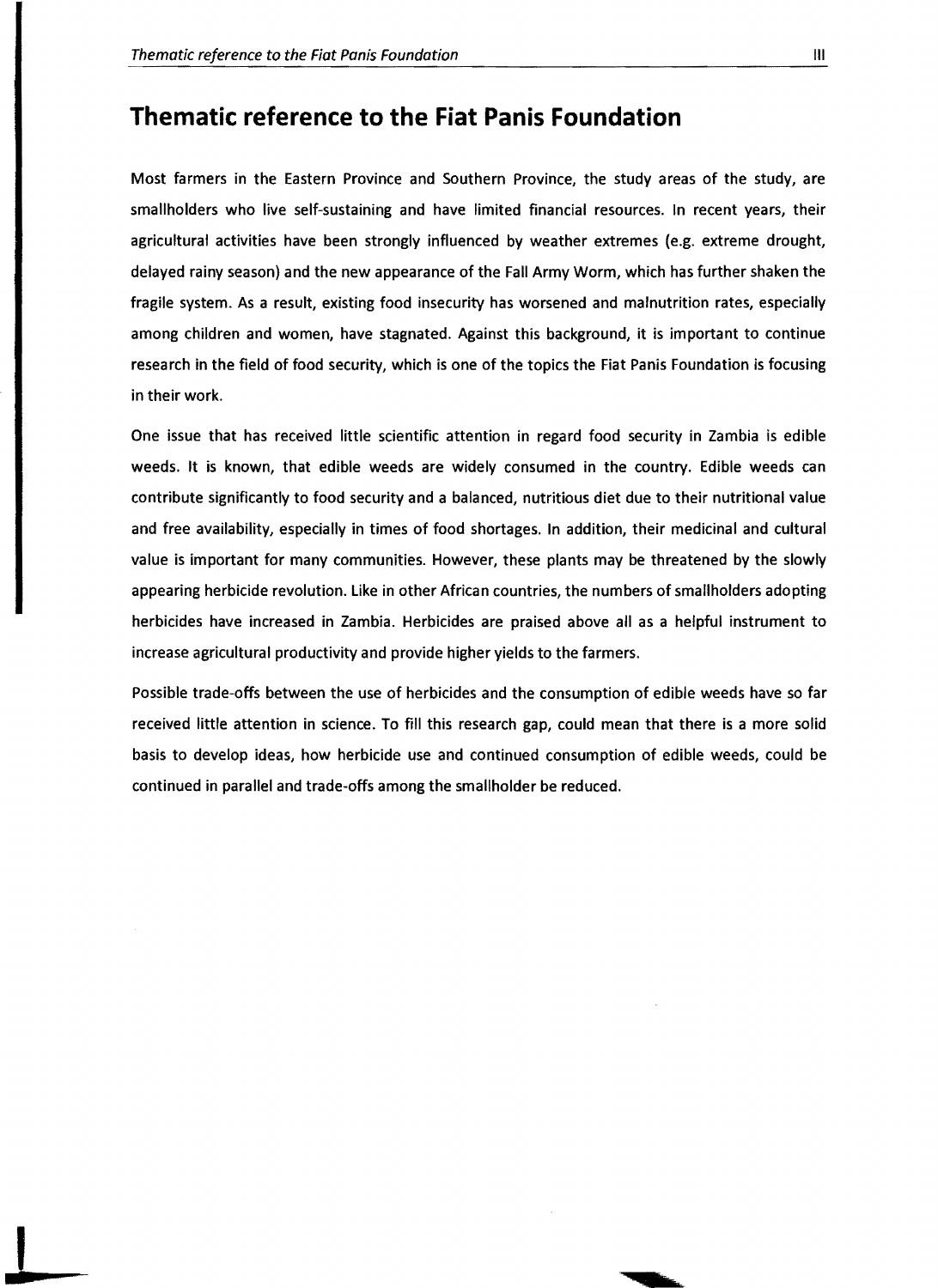# Thematic reference to the Fiat Panis Foundation

Most farmers in the Eastern Province and Southern Province, the study areas of the study, are smallholders who live self-sustaining and have limited financial resources. In recent years, their agricultural activities have been strongly influenced by weather extremes (e.g. extreme drought, delayed rainy season) and the new appearance of the Fall Army Worm, which has further shaken the fragile system. As a result, existing food insecurity has worsened and malnutrition rates, especially among children and women, have stagnated. Against this background, it is important to continue research in the field of food security, which is one of the topics the Fiat Panis Foundation is focusing in their work.

One issue that has received little scientific attention in regard food security in Zambia is edible weeds. It is known, that edible weeds are widely consumed in the country. Edible weeds can contribute significantly to food security and a balanced, nutritious diet due to their nutritional value and free availability, especially in times of food shortages. In addition, their medicinal and cultural value is important for many communities. However, these plants may be threatened by the slowly appearing herbicide revolution. Like in other African countries, the numbers of smallholders adopting herbicides have increased in Zambia. Herbicides are praised above all as a helpful instrument to increase agricultural productivity and provide higher yields to the farmers.

Possible trade-offs between the use of herbicides and the consumption of edible weeds have so far received little attention in science. To fill this research gap, could mean that there is a more solid basis to develop ideas, how herbicide use and continued consumption of edible weeds, could be continued in parallel and trade-offs among the smallholder be reduced.